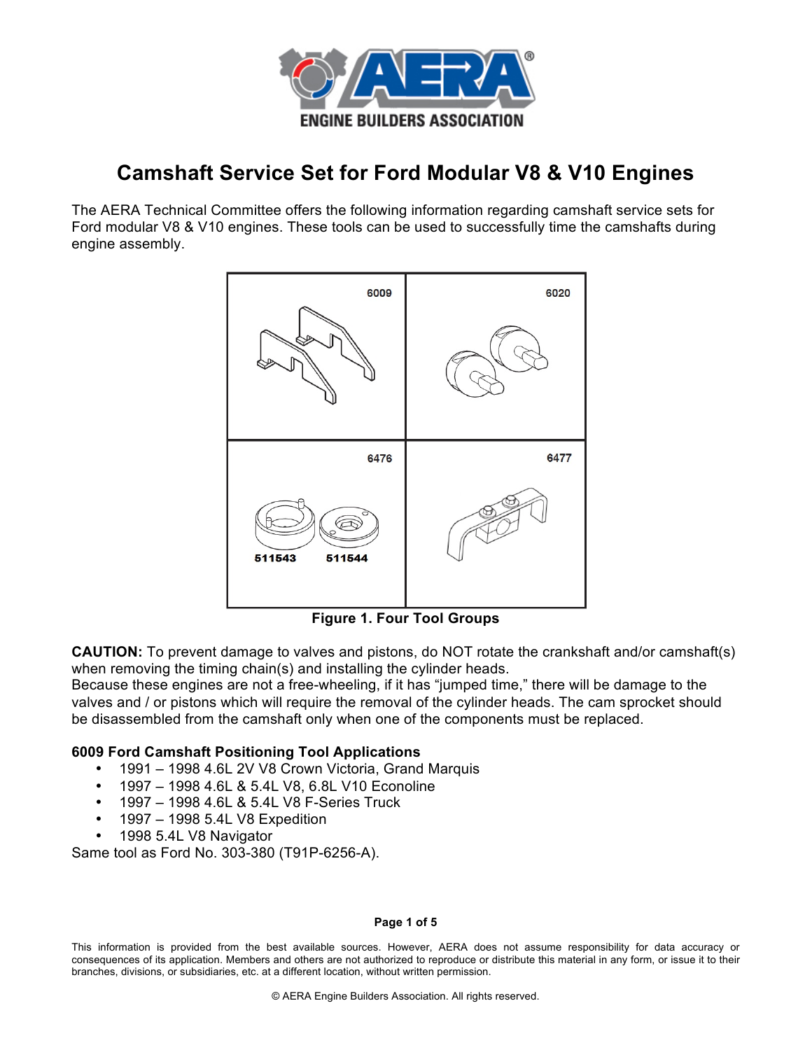# Camshaft Service Set for Ford Modular V8 & V10 Engines

The AERA Technical Committee offers the following information regarding camshaft service sets for Ford modular V8 & V10 engines. These tools can be used to successfully time the camshafts during engine assembly.

6009 6020 6476 6477

511543 511544

**Figure 1. Four Tool Groups**

**CAUTION:** To prevent damage to valves and pistons, do NOT rotate the crankshaft and/or camshaft(s) when removing the timing chain(s) and installing the cylinder heads.
Because these engines are not a free-wheeling, if it has “jumped time,” there will be damage to the valves and / or pistons which will require the removal of the cylinder heads. The cam sprocket should be disassembled from the camshaft only when one of the components must be replaced.

**6009 Ford Camshaft Positioning Tool Applications**

- 1991 – 1998 4.6L 2V V8 Crown Victoria, Grand Marquis
- 1997 – 1998 4.6L & 5.4L V8, 6.8L V10 Econoline
- 1997 – 1998 4.6L & 5.4L V8 F-Series Truck
- 1997 – 1998 5.4L V8 Expedition
- 1998 5.4L V8 Navigator

Same tool as Ford No. 303-380 (T91P-6256-A).

This information is provided from the best available sources. However, AERA does not assume responsibility for data accuracy or consequences of its application. Members and others are not authorized to reproduce or distribute this material in any form, or issue it to their branches, divisions, or subsidiaries, etc. at a different location, without written permission.

© AERA Engine Builders Association. All rights reserved.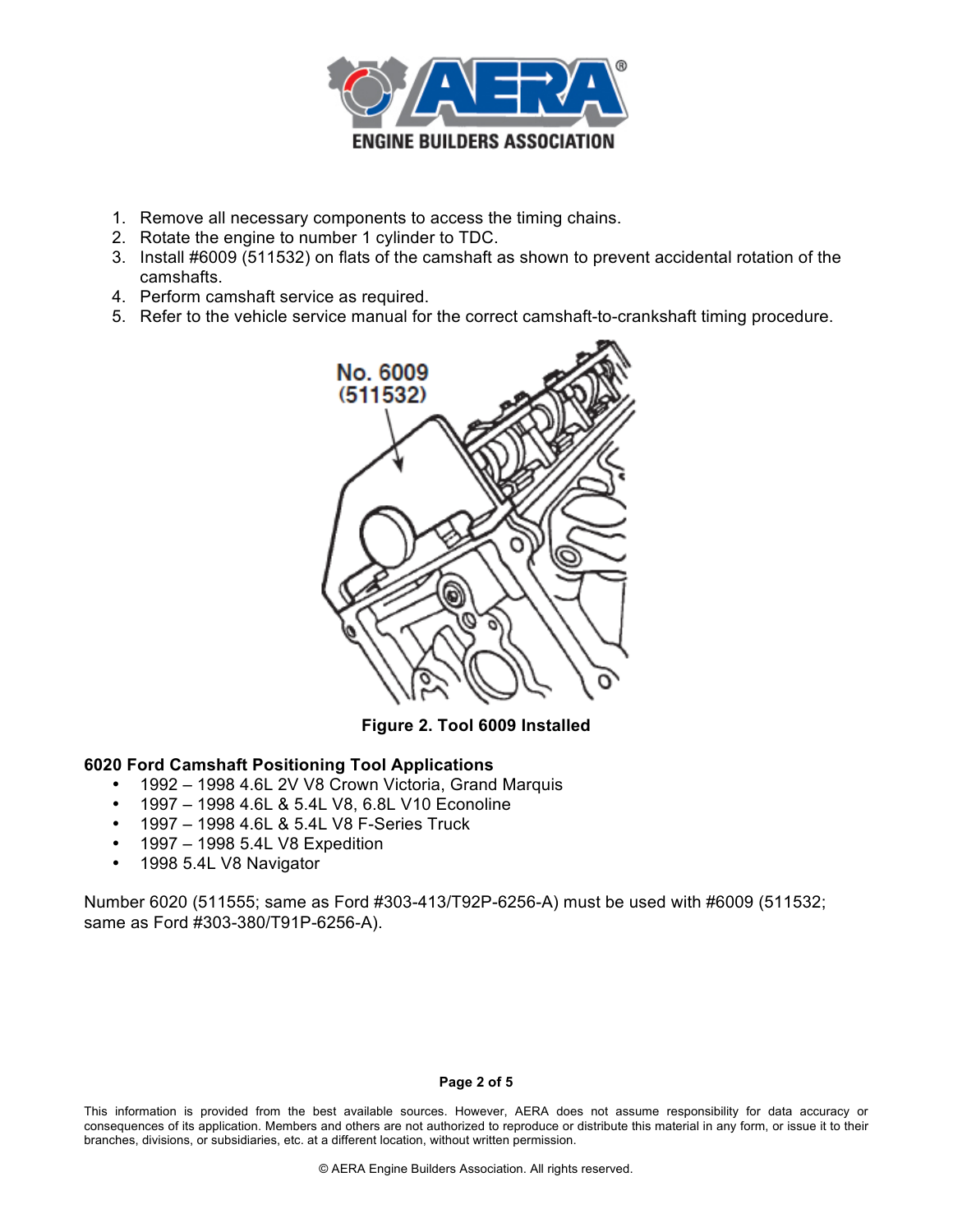1. Remove all necessary components to access the timing chains.
2. Rotate the engine to number 1 cylinder to TDC.
3. Install #6009 (511532) on flats of the camshaft as shown to prevent accidental rotation of the camshafts.
4. Perform camshaft service as required.
5. Refer to the vehicle service manual for the correct camshaft-to-crankshaft timing procedure.

**Figure 2. Tool 6009 Installed**

**6020 Ford Camshaft Positioning Tool Applications**

- 1992 – 1998 4.6L 2V V8 Crown Victoria, Grand Marquis
- 1997 – 1998 4.6L & 5.4L V8, 6.8L V10 Econoline
- 1997 – 1998 4.6L & 5.4L V8 F-Series Truck
- 1997 – 1998 5.4L V8 Expedition
- 1998 5.4L V8 Navigator

Number 6020 (511555; same as Ford #303-413/T92P-6256-A) must be used with #6009 (511532; same as Ford #303-380/T91P-6256-A).

This information is provided from the best available sources. However, AERA does not assume responsibility for data accuracy or consequences of its application. Members and others are not authorized to reproduce or distribute this material in any form, or issue it to their branches, divisions, or subsidiaries, etc. at a different location, without written permission.

© AERA Engine Builders Association. All rights reserved.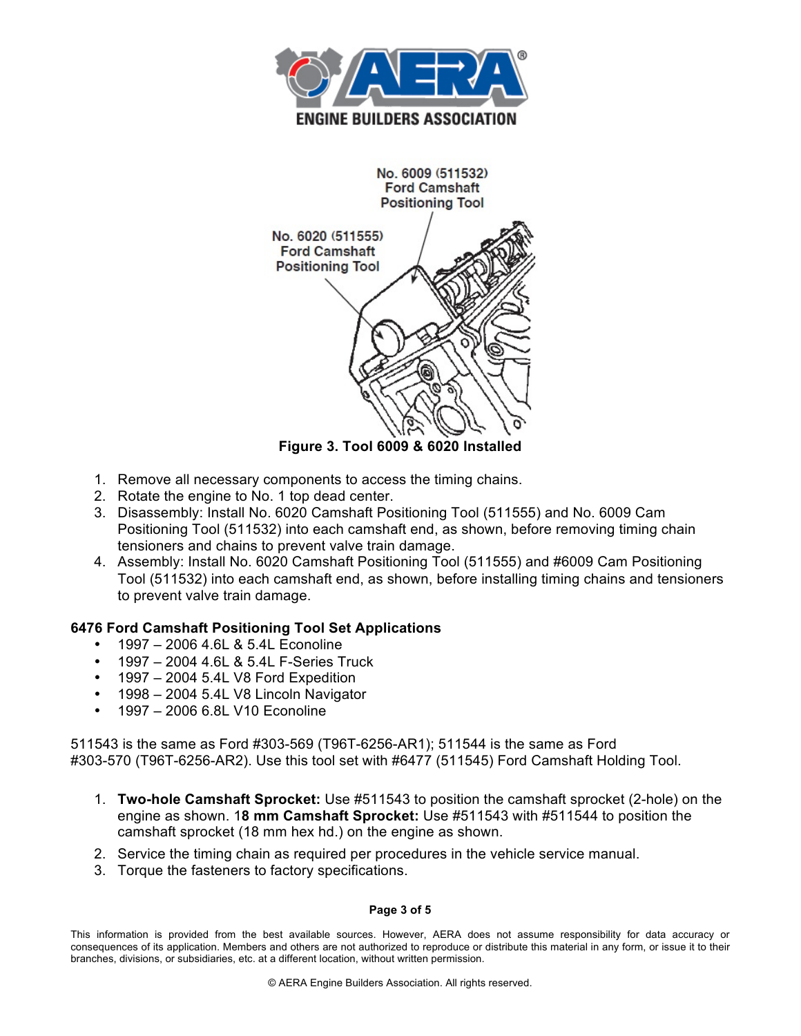Figure 3. Tool 6009 & 6020 Installed

1. Remove all necessary components to access the timing chains.
2. Rotate the engine to No. 1 top dead center.
3. Disassembly: Install No. 6020 Camshaft Positioning Tool (511555) and No. 6009 Cam Positioning Tool (511532) into each camshaft end, as shown, before removing timing chain tensioners and chains to prevent valve train damage.
4. Assembly: Install No. 6020 Camshaft Positioning Tool (511555) and #6009 Cam Positioning Tool (511532) into each camshaft end, as shown, before installing timing chains and tensioners to prevent valve train damage.

**6476 Ford Camshaft Positioning Tool Set Applications**

- 1997 – 2006 4.6L & 5.4L Econoline
- 1997 – 2004 4.6L & 5.4L F-Series Truck
- 1997 – 2004 5.4L V8 Ford Expedition
- 1998 – 2004 5.4L V8 Lincoln Navigator
- 1997 – 2006 6.8L V10 Econoline

511543 is the same as Ford #303-569 (T96T-6256-AR1); 511544 is the same as Ford #303-570 (T96T-6256-AR2). Use this tool set with #6477 (511545) Ford Camshaft Holding Tool.

1. **Two-hole Camshaft Sprocket:** Use #511543 to position the camshaft sprocket (2-hole) on the engine as shown. 1**8 mm Camshaft Sprocket:** Use #511543 with #511544 to position the camshaft sprocket (18 mm hex hd.) on the engine as shown.
2. Service the timing chain as required per procedures in the vehicle service manual.
3. Torque the fasteners to factory specifications.

This information is provided from the best available sources. However, AERA does not assume responsibility for data accuracy or consequences of its application. Members and others are not authorized to reproduce or distribute this material in any form, or issue it to their branches, divisions, or subsidiaries, etc. at a different location, without written permission.

© AERA Engine Builders Association. All rights reserved.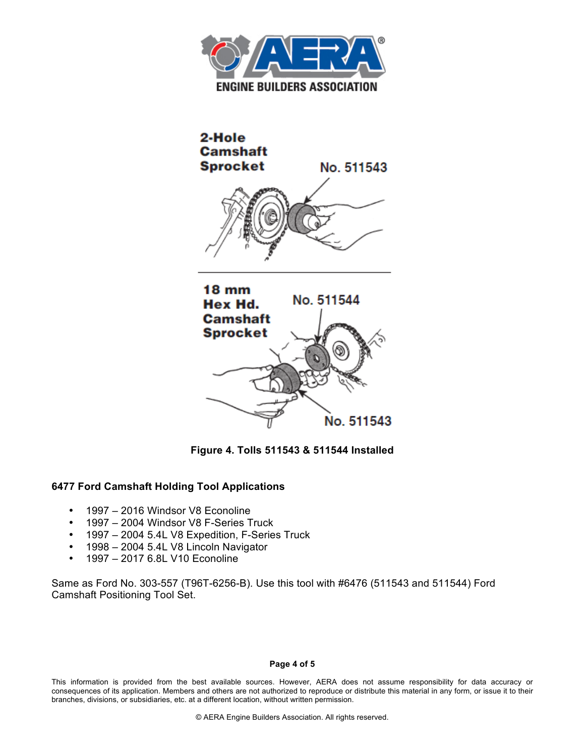**Figure 4. Tolls 511543 & 511544 Installed**

### 6477 Ford Camshaft Holding Tool Applications

- 1997 – 2016 Windsor V8 Econoline
- 1997 – 2004 Windsor V8 F-Series Truck
- 1997 – 2004 5.4L V8 Expedition, F-Series Truck
- 1998 – 2004 5.4L V8 Lincoln Navigator
- 1997 – 2017 6.8L V10 Econoline

Same as Ford No. 303-557 (T96T-6256-B). Use this tool with #6476 (511543 and 511544) Ford Camshaft Positioning Tool Set.

This information is provided from the best available sources. However, AERA does not assume responsibility for data accuracy or consequences of its application. Members and others are not authorized to reproduce or distribute this material in any form, or issue it to their branches, divisions, or subsidiaries, etc. at a different location, without written permission.

© AERA Engine Builders Association. All rights reserved.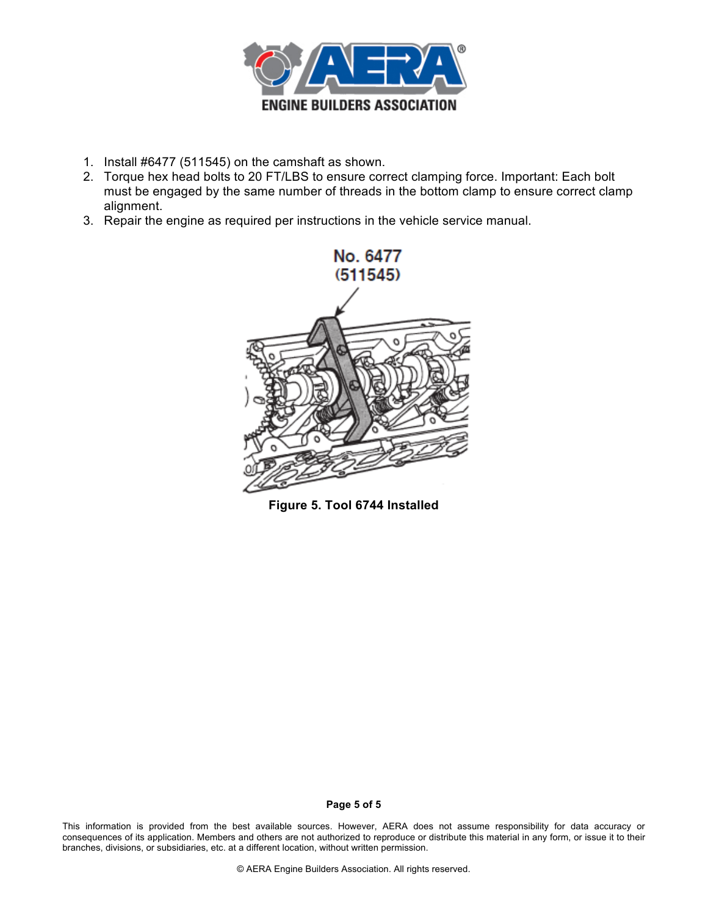1. Install #6477 (511545) on the camshaft as shown.
2. Torque hex head bolts to 20 FT/LBS to ensure correct clamping force. Important: Each bolt must be engaged by the same number of threads in the bottom clamp to ensure correct clamp alignment.
3. Repair the engine as required per instructions in the vehicle service manual.

No. 6477
(511545)

**Figure 5. Tool 6744 Installed**

This information is provided from the best available sources. However, AERA does not assume responsibility for data accuracy or consequences of its application. Members and others are not authorized to reproduce or distribute this material in any form, or issue it to their branches, divisions, or subsidiaries, etc. at a different location, without written permission.

© AERA Engine Builders Association. All rights reserved.